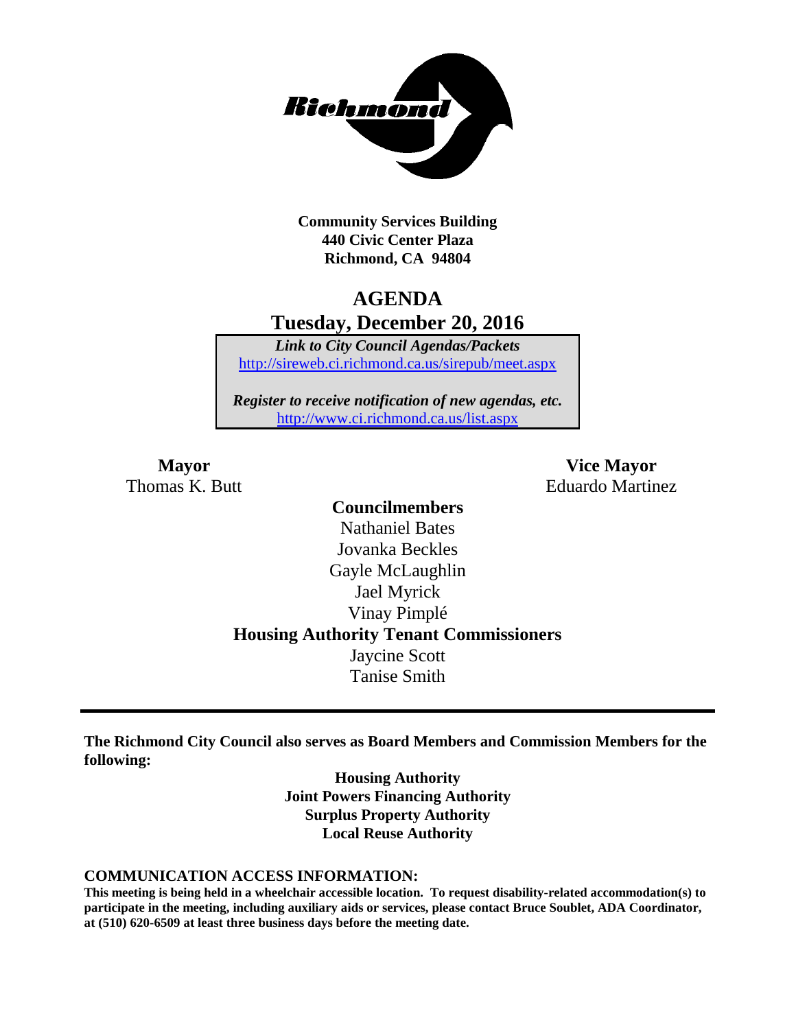**Community Services Building**
**440 Civic Center Plaza**
**Richmond, CA 94804**

# AGENDA

## Tuesday, December 20, 2016

***Link to City Council Agendas/Packets***
http://sireweb.ci.richmond.ca.us/sirepub/meet.aspx

***Register to receive notification of new agendas, etc.***
http://www.ci.richmond.ca.us/list.aspx

**Mayor**
Thomas K. Butt

**Vice Mayor**
Eduardo Martinez

**Councilmembers**
Nathaniel Bates
Jovanka Beckles
Gayle McLaughlin
Jael Myrick
Vinay Pimplé

**Housing Authority Tenant Commissioners**
Jaycine Scott
Tanise Smith

---

**The Richmond City Council also serves as Board Members and Commission Members for the following:**

**Housing Authority**
**Joint Powers Financing Authority**
**Surplus Property Authority**
**Local Reuse Authority**

**COMMUNICATION ACCESS INFORMATION:**

**This meeting is being held in a wheelchair accessible location. To request disability-related accommodation(s) to participate in the meeting, including auxiliary aids or services, please contact Bruce Soublet, ADA Coordinator, at (510) 620-6509 at least three business days before the meeting date.**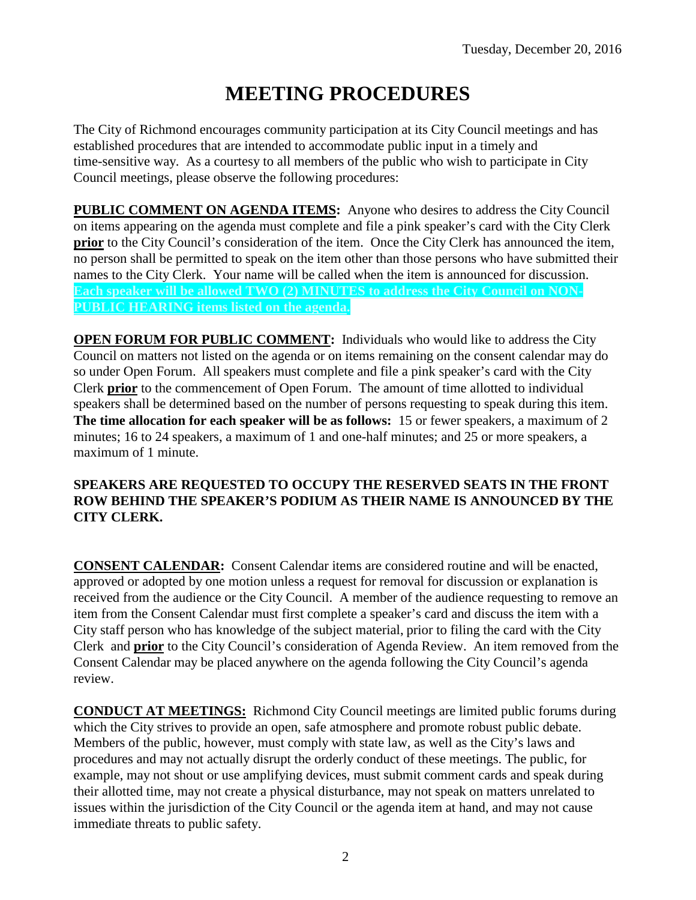Tuesday, December 20, 2016

# MEETING PROCEDURES

The City of Richmond encourages community participation at its City Council meetings and has established procedures that are intended to accommodate public input in a timely and time-sensitive way. As a courtesy to all members of the public who wish to participate in City Council meetings, please observe the following procedures:

**PUBLIC COMMENT ON AGENDA ITEMS:** Anyone who desires to address the City Council on items appearing on the agenda must complete and file a pink speaker's card with the City Clerk **prior** to the City Council's consideration of the item. Once the City Clerk has announced the item, no person shall be permitted to speak on the item other than those persons who have submitted their names to the City Clerk. Your name will be called when the item is announced for discussion. **Each speaker will be allowed TWO (2) MINUTES to address the City Council on NON-PUBLIC HEARING items listed on the agenda.**

**OPEN FORUM FOR PUBLIC COMMENT:** Individuals who would like to address the City Council on matters not listed on the agenda or on items remaining on the consent calendar may do so under Open Forum. All speakers must complete and file a pink speaker's card with the City Clerk **prior** to the commencement of Open Forum. The amount of time allotted to individual speakers shall be determined based on the number of persons requesting to speak during this item. **The time allocation for each speaker will be as follows:** 15 or fewer speakers, a maximum of 2 minutes; 16 to 24 speakers, a maximum of 1 and one-half minutes; and 25 or more speakers, a maximum of 1 minute.

**SPEAKERS ARE REQUESTED TO OCCUPY THE RESERVED SEATS IN THE FRONT ROW BEHIND THE SPEAKER'S PODIUM AS THEIR NAME IS ANNOUNCED BY THE CITY CLERK.**

**CONSENT CALENDAR:** Consent Calendar items are considered routine and will be enacted, approved or adopted by one motion unless a request for removal for discussion or explanation is received from the audience or the City Council. A member of the audience requesting to remove an item from the Consent Calendar must first complete a speaker's card and discuss the item with a City staff person who has knowledge of the subject material, prior to filing the card with the City Clerk and **prior** to the City Council's consideration of Agenda Review. An item removed from the Consent Calendar may be placed anywhere on the agenda following the City Council's agenda review.

**CONDUCT AT MEETINGS:** Richmond City Council meetings are limited public forums during which the City strives to provide an open, safe atmosphere and promote robust public debate. Members of the public, however, must comply with state law, as well as the City's laws and procedures and may not actually disrupt the orderly conduct of these meetings. The public, for example, may not shout or use amplifying devices, must submit comment cards and speak during their allotted time, may not create a physical disturbance, may not speak on matters unrelated to issues within the jurisdiction of the City Council or the agenda item at hand, and may not cause immediate threats to public safety.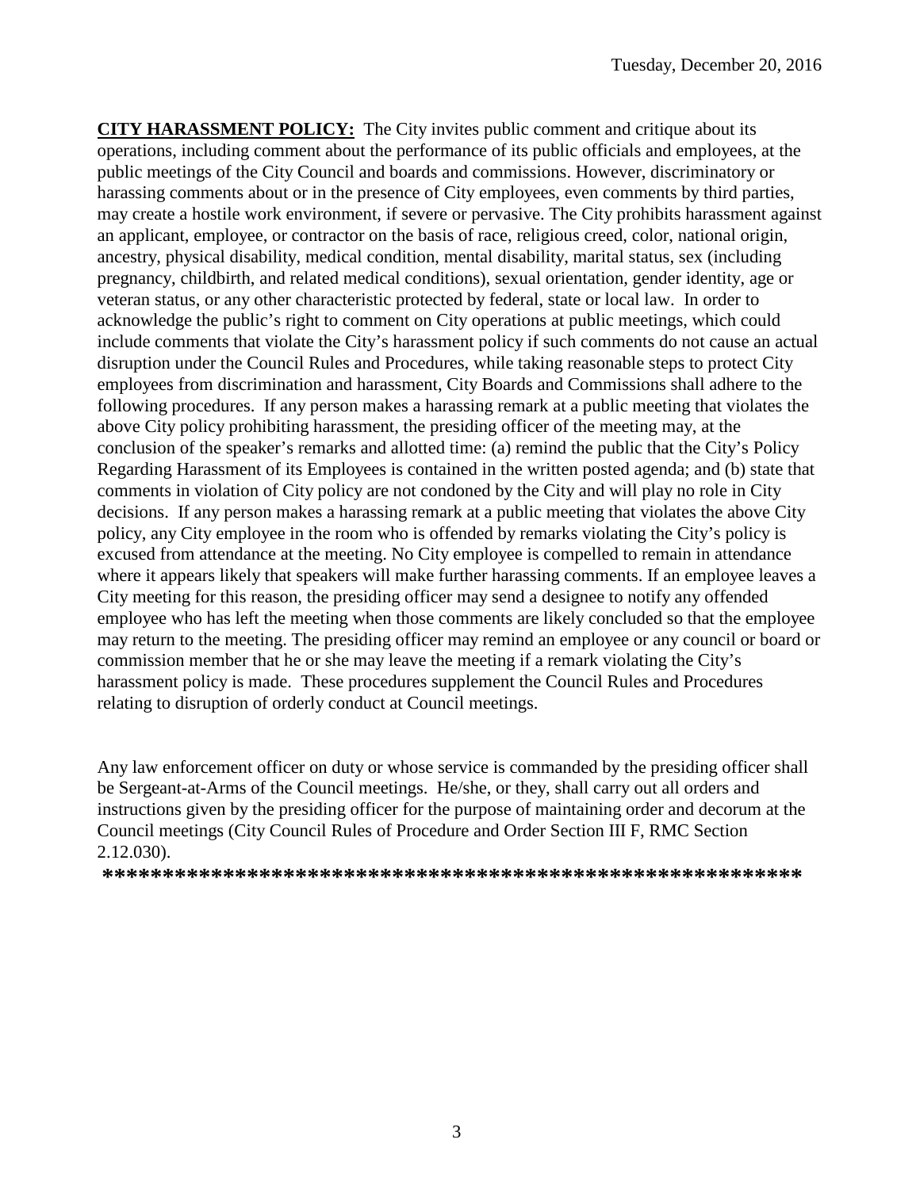**<u>CITY HARASSMENT POLICY:</u>** The City invites public comment and critique about its operations, including comment about the performance of its public officials and employees, at the public meetings of the City Council and boards and commissions. However, discriminatory or harassing comments about or in the presence of City employees, even comments by third parties, may create a hostile work environment, if severe or pervasive. The City prohibits harassment against an applicant, employee, or contractor on the basis of race, religious creed, color, national origin, ancestry, physical disability, medical condition, mental disability, marital status, sex (including pregnancy, childbirth, and related medical conditions), sexual orientation, gender identity, age or veteran status, or any other characteristic protected by federal, state or local law. In order to acknowledge the public's right to comment on City operations at public meetings, which could include comments that violate the City's harassment policy if such comments do not cause an actual disruption under the Council Rules and Procedures, while taking reasonable steps to protect City employees from discrimination and harassment, City Boards and Commissions shall adhere to the following procedures. If any person makes a harassing remark at a public meeting that violates the above City policy prohibiting harassment, the presiding officer of the meeting may, at the conclusion of the speaker's remarks and allotted time: (a) remind the public that the City's Policy Regarding Harassment of its Employees is contained in the written posted agenda; and (b) state that comments in violation of City policy are not condoned by the City and will play no role in City decisions. If any person makes a harassing remark at a public meeting that violates the above City policy, any City employee in the room who is offended by remarks violating the City's policy is excused from attendance at the meeting. No City employee is compelled to remain in attendance where it appears likely that speakers will make further harassing comments. If an employee leaves a City meeting for this reason, the presiding officer may send a designee to notify any offended employee who has left the meeting when those comments are likely concluded so that the employee may return to the meeting. The presiding officer may remind an employee or any council or board or commission member that he or she may leave the meeting if a remark violating the City's harassment policy is made. These procedures supplement the Council Rules and Procedures relating to disruption of orderly conduct at Council meetings.

Any law enforcement officer on duty or whose service is commanded by the presiding officer shall be Sergeant-at-Arms of the Council meetings. He/she, or they, shall carry out all orders and instructions given by the presiding officer for the purpose of maintaining order and decorum at the Council meetings (City Council Rules of Procedure and Order Section III F, RMC Section 2.12.030).

**********************************************************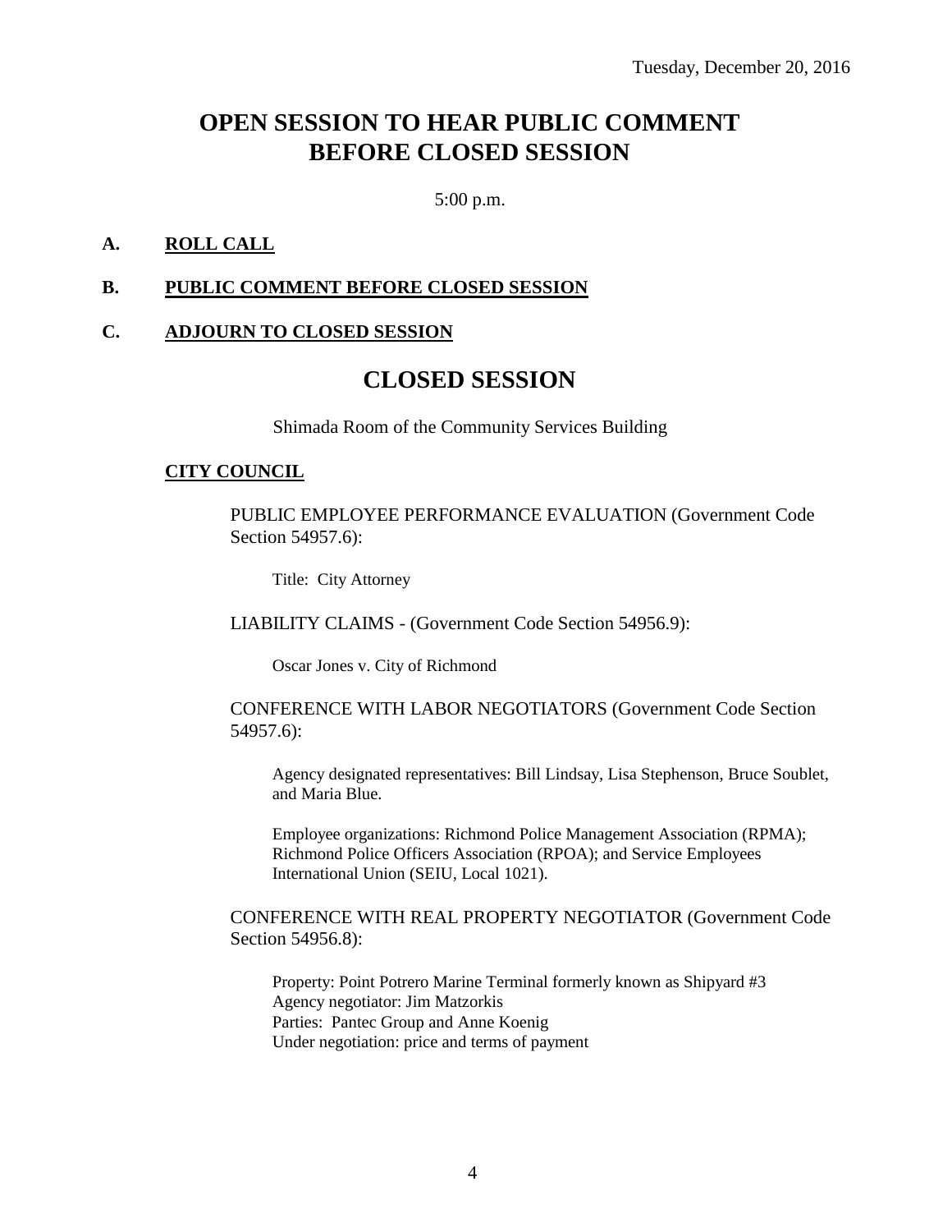Tuesday, December 20, 2016

# OPEN SESSION TO HEAR PUBLIC COMMENT BEFORE CLOSED SESSION

5:00 p.m.

**A. ROLL CALL**

**B. PUBLIC COMMENT BEFORE CLOSED SESSION**

**C. ADJOURN TO CLOSED SESSION**

# CLOSED SESSION

Shimada Room of the Community Services Building

**CITY COUNCIL**

PUBLIC EMPLOYEE PERFORMANCE EVALUATION (Government Code Section 54957.6):

Title: City Attorney

LIABILITY CLAIMS - (Government Code Section 54956.9):

Oscar Jones v. City of Richmond

CONFERENCE WITH LABOR NEGOTIATORS (Government Code Section 54957.6):

Agency designated representatives: Bill Lindsay, Lisa Stephenson, Bruce Soublet, and Maria Blue.

Employee organizations: Richmond Police Management Association (RPMA); Richmond Police Officers Association (RPOA); and Service Employees International Union (SEIU, Local 1021).

CONFERENCE WITH REAL PROPERTY NEGOTIATOR (Government Code Section 54956.8):

Property: Point Potrero Marine Terminal formerly known as Shipyard #3
Agency negotiator: Jim Matzorkis
Parties: Pantec Group and Anne Koenig
Under negotiation: price and terms of payment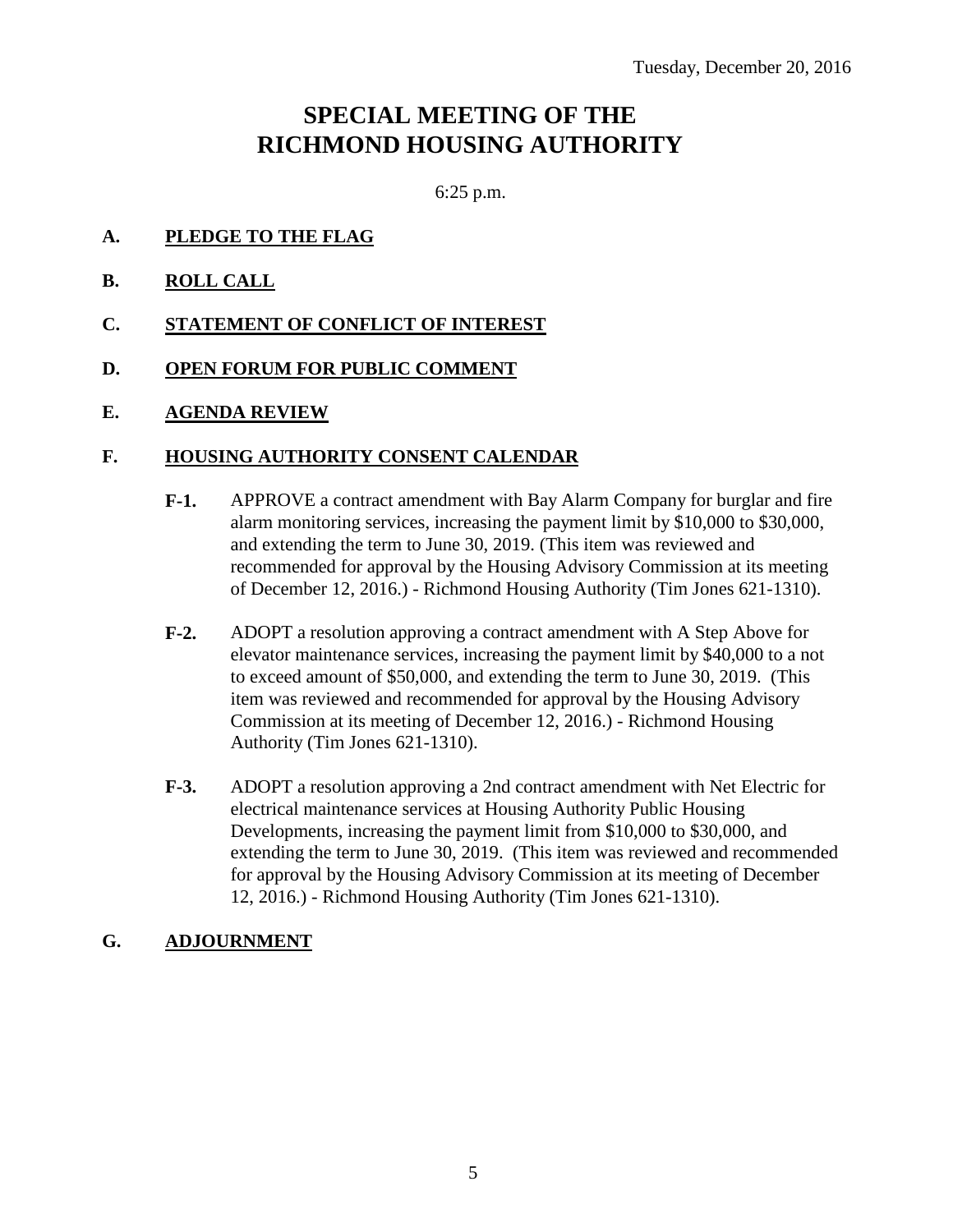Tuesday, December 20, 2016

# SPECIAL MEETING OF THE RICHMOND HOUSING AUTHORITY

6:25 p.m.

**A. PLEDGE TO THE FLAG**

**B. ROLL CALL**

**C. STATEMENT OF CONFLICT OF INTEREST**

**D. OPEN FORUM FOR PUBLIC COMMENT**

**E. AGENDA REVIEW**

**F. HOUSING AUTHORITY CONSENT CALENDAR**

**F-1.** APPROVE a contract amendment with Bay Alarm Company for burglar and fire alarm monitoring services, increasing the payment limit by $10,000 to $30,000, and extending the term to June 30, 2019. (This item was reviewed and recommended for approval by the Housing Advisory Commission at its meeting of December 12, 2016.) - Richmond Housing Authority (Tim Jones 621-1310).

**F-2.** ADOPT a resolution approving a contract amendment with A Step Above for elevator maintenance services, increasing the payment limit by $40,000 to a not to exceed amount of $50,000, and extending the term to June 30, 2019. (This item was reviewed and recommended for approval by the Housing Advisory Commission at its meeting of December 12, 2016.) - Richmond Housing Authority (Tim Jones 621-1310).

**F-3.** ADOPT a resolution approving a 2nd contract amendment with Net Electric for electrical maintenance services at Housing Authority Public Housing Developments, increasing the payment limit from $10,000 to $30,000, and extending the term to June 30, 2019. (This item was reviewed and recommended for approval by the Housing Advisory Commission at its meeting of December 12, 2016.) - Richmond Housing Authority (Tim Jones 621-1310).

**G. ADJOURNMENT**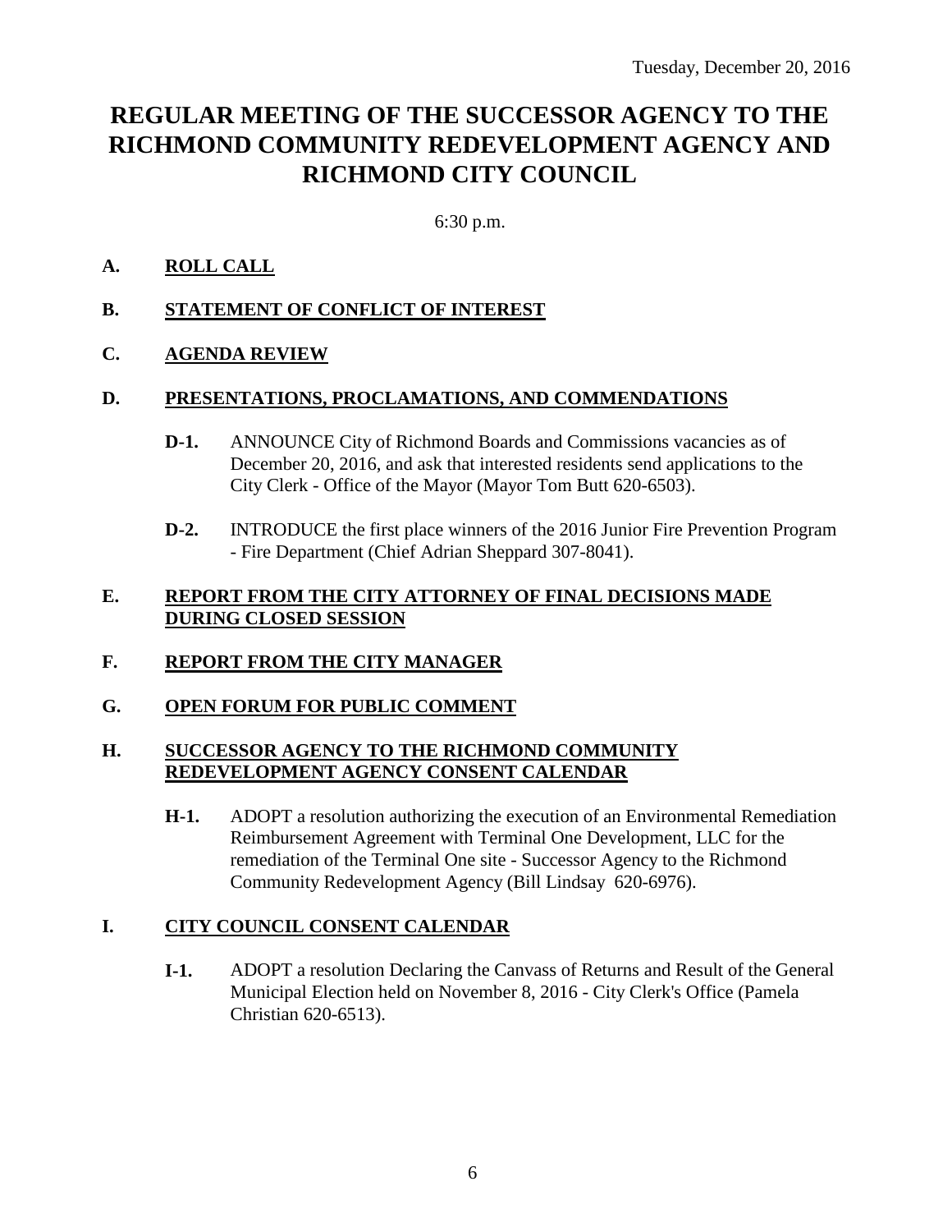Tuesday, December 20, 2016

# REGULAR MEETING OF THE SUCCESSOR AGENCY TO THE RICHMOND COMMUNITY REDEVELOPMENT AGENCY AND RICHMOND CITY COUNCIL

6:30 p.m.

## A. ROLL CALL

## B. STATEMENT OF CONFLICT OF INTEREST

## C. AGENDA REVIEW

## D. PRESENTATIONS, PROCLAMATIONS, AND COMMENDATIONS

**D-1.** ANNOUNCE City of Richmond Boards and Commissions vacancies as of December 20, 2016, and ask that interested residents send applications to the City Clerk - Office of the Mayor (Mayor Tom Butt 620-6503).

**D-2.** INTRODUCE the first place winners of the 2016 Junior Fire Prevention Program - Fire Department (Chief Adrian Sheppard 307-8041).

## E. REPORT FROM THE CITY ATTORNEY OF FINAL DECISIONS MADE DURING CLOSED SESSION

## F. REPORT FROM THE CITY MANAGER

## G. OPEN FORUM FOR PUBLIC COMMENT

## H. SUCCESSOR AGENCY TO THE RICHMOND COMMUNITY REDEVELOPMENT AGENCY CONSENT CALENDAR

**H-1.** ADOPT a resolution authorizing the execution of an Environmental Remediation Reimbursement Agreement with Terminal One Development, LLC for the remediation of the Terminal One site - Successor Agency to the Richmond Community Redevelopment Agency (Bill Lindsay 620-6976).

## I. CITY COUNCIL CONSENT CALENDAR

**I-1.** ADOPT a resolution Declaring the Canvass of Returns and Result of the General Municipal Election held on November 8, 2016 - City Clerk's Office (Pamela Christian 620-6513).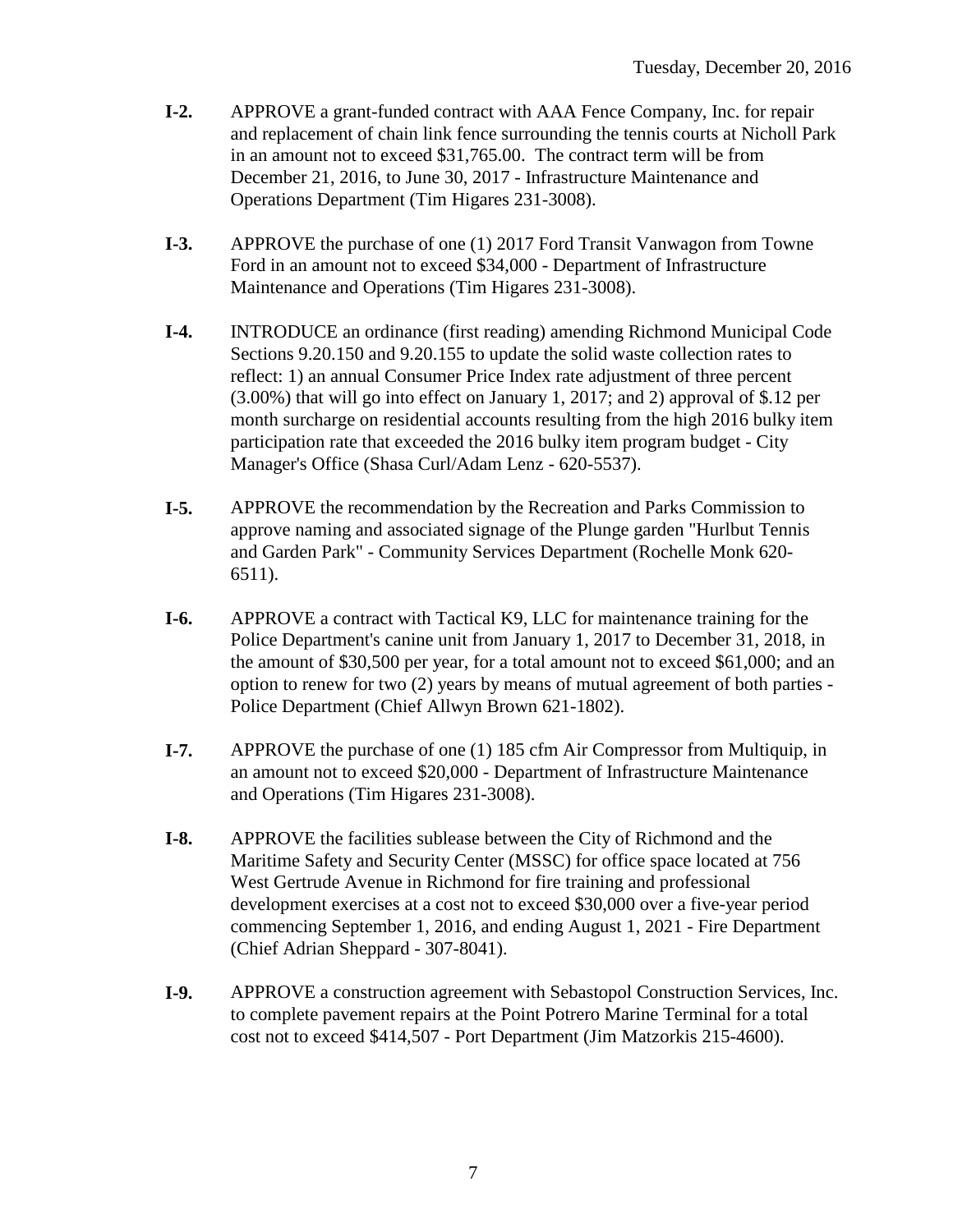**I-2.** APPROVE a grant-funded contract with AAA Fence Company, Inc. for repair and replacement of chain link fence surrounding the tennis courts at Nicholl Park in an amount not to exceed $31,765.00. The contract term will be from December 21, 2016, to June 30, 2017 - Infrastructure Maintenance and Operations Department (Tim Higares 231-3008).

**I-3.** APPROVE the purchase of one (1) 2017 Ford Transit Vanwagon from Towne Ford in an amount not to exceed $34,000 - Department of Infrastructure Maintenance and Operations (Tim Higares 231-3008).

**I-4.** INTRODUCE an ordinance (first reading) amending Richmond Municipal Code Sections 9.20.150 and 9.20.155 to update the solid waste collection rates to reflect: 1) an annual Consumer Price Index rate adjustment of three percent (3.00%) that will go into effect on January 1, 2017; and 2) approval of $.12 per month surcharge on residential accounts resulting from the high 2016 bulky item participation rate that exceeded the 2016 bulky item program budget - City Manager's Office (Shasa Curl/Adam Lenz - 620-5537).

**I-5.** APPROVE the recommendation by the Recreation and Parks Commission to approve naming and associated signage of the Plunge garden "Hurlbut Tennis and Garden Park" - Community Services Department (Rochelle Monk 620-6511).

**I-6.** APPROVE a contract with Tactical K9, LLC for maintenance training for the Police Department's canine unit from January 1, 2017 to December 31, 2018, in the amount of $30,500 per year, for a total amount not to exceed $61,000; and an option to renew for two (2) years by means of mutual agreement of both parties - Police Department (Chief Allwyn Brown 621-1802).

**I-7.** APPROVE the purchase of one (1) 185 cfm Air Compressor from Multiquip, in an amount not to exceed $20,000 - Department of Infrastructure Maintenance and Operations (Tim Higares 231-3008).

**I-8.** APPROVE the facilities sublease between the City of Richmond and the Maritime Safety and Security Center (MSSC) for office space located at 756 West Gertrude Avenue in Richmond for fire training and professional development exercises at a cost not to exceed $30,000 over a five-year period commencing September 1, 2016, and ending August 1, 2021 - Fire Department (Chief Adrian Sheppard - 307-8041).

**I-9.** APPROVE a construction agreement with Sebastopol Construction Services, Inc. to complete pavement repairs at the Point Potrero Marine Terminal for a total cost not to exceed $414,507 - Port Department (Jim Matzorkis 215-4600).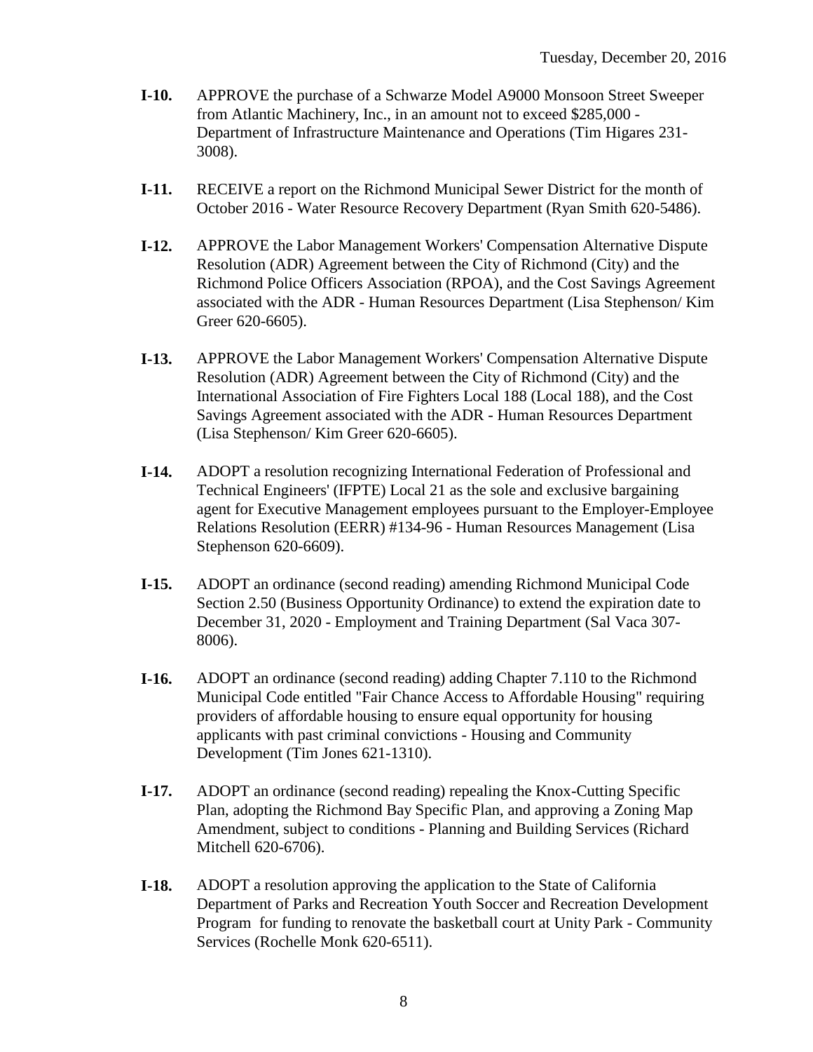**I-10.** APPROVE the purchase of a Schwarze Model A9000 Monsoon Street Sweeper from Atlantic Machinery, Inc., in an amount not to exceed $285,000 - Department of Infrastructure Maintenance and Operations (Tim Higares 231-3008).

**I-11.** RECEIVE a report on the Richmond Municipal Sewer District for the month of October 2016 - Water Resource Recovery Department (Ryan Smith 620-5486).

**I-12.** APPROVE the Labor Management Workers' Compensation Alternative Dispute Resolution (ADR) Agreement between the City of Richmond (City) and the Richmond Police Officers Association (RPOA), and the Cost Savings Agreement associated with the ADR - Human Resources Department (Lisa Stephenson/ Kim Greer 620-6605).

**I-13.** APPROVE the Labor Management Workers' Compensation Alternative Dispute Resolution (ADR) Agreement between the City of Richmond (City) and the International Association of Fire Fighters Local 188 (Local 188), and the Cost Savings Agreement associated with the ADR - Human Resources Department (Lisa Stephenson/ Kim Greer 620-6605).

**I-14.** ADOPT a resolution recognizing International Federation of Professional and Technical Engineers' (IFPTE) Local 21 as the sole and exclusive bargaining agent for Executive Management employees pursuant to the Employer-Employee Relations Resolution (EERR) #134-96 - Human Resources Management (Lisa Stephenson 620-6609).

**I-15.** ADOPT an ordinance (second reading) amending Richmond Municipal Code Section 2.50 (Business Opportunity Ordinance) to extend the expiration date to December 31, 2020 - Employment and Training Department (Sal Vaca 307-8006).

**I-16.** ADOPT an ordinance (second reading) adding Chapter 7.110 to the Richmond Municipal Code entitled "Fair Chance Access to Affordable Housing" requiring providers of affordable housing to ensure equal opportunity for housing applicants with past criminal convictions - Housing and Community Development (Tim Jones 621-1310).

**I-17.** ADOPT an ordinance (second reading) repealing the Knox-Cutting Specific Plan, adopting the Richmond Bay Specific Plan, and approving a Zoning Map Amendment, subject to conditions - Planning and Building Services (Richard Mitchell 620-6706).

**I-18.** ADOPT a resolution approving the application to the State of California Department of Parks and Recreation Youth Soccer and Recreation Development Program for funding to renovate the basketball court at Unity Park - Community Services (Rochelle Monk 620-6511).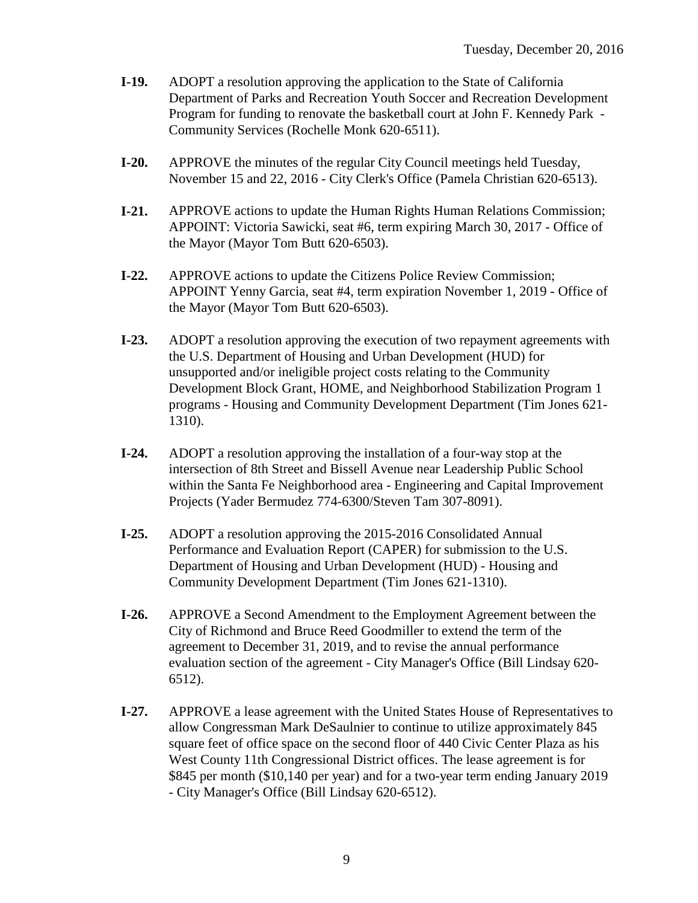- **I-19.** ADOPT a resolution approving the application to the State of California Department of Parks and Recreation Youth Soccer and Recreation Development Program for funding to renovate the basketball court at John F. Kennedy Park - Community Services (Rochelle Monk 620-6511).

- **I-20.** APPROVE the minutes of the regular City Council meetings held Tuesday, November 15 and 22, 2016 - City Clerk's Office (Pamela Christian 620-6513).

- **I-21.** APPROVE actions to update the Human Rights Human Relations Commission; APPOINT: Victoria Sawicki, seat #6, term expiring March 30, 2017 - Office of the Mayor (Mayor Tom Butt 620-6503).

- **I-22.** APPROVE actions to update the Citizens Police Review Commission; APPOINT Yenny Garcia, seat #4, term expiration November 1, 2019 - Office of the Mayor (Mayor Tom Butt 620-6503).

- **I-23.** ADOPT a resolution approving the execution of two repayment agreements with the U.S. Department of Housing and Urban Development (HUD) for unsupported and/or ineligible project costs relating to the Community Development Block Grant, HOME, and Neighborhood Stabilization Program 1 programs - Housing and Community Development Department (Tim Jones 621-1310).

- **I-24.** ADOPT a resolution approving the installation of a four-way stop at the intersection of 8th Street and Bissell Avenue near Leadership Public School within the Santa Fe Neighborhood area - Engineering and Capital Improvement Projects (Yader Bermudez 774-6300/Steven Tam 307-8091).

- **I-25.** ADOPT a resolution approving the 2015-2016 Consolidated Annual Performance and Evaluation Report (CAPER) for submission to the U.S. Department of Housing and Urban Development (HUD) - Housing and Community Development Department (Tim Jones 621-1310).

- **I-26.** APPROVE a Second Amendment to the Employment Agreement between the City of Richmond and Bruce Reed Goodmiller to extend the term of the agreement to December 31, 2019, and to revise the annual performance evaluation section of the agreement - City Manager's Office (Bill Lindsay 620-6512).

- **I-27.** APPROVE a lease agreement with the United States House of Representatives to allow Congressman Mark DeSaulnier to continue to utilize approximately 845 square feet of office space on the second floor of 440 Civic Center Plaza as his West County 11th Congressional District offices. The lease agreement is for $845 per month ($10,140 per year) and for a two-year term ending January 2019 - City Manager's Office (Bill Lindsay 620-6512).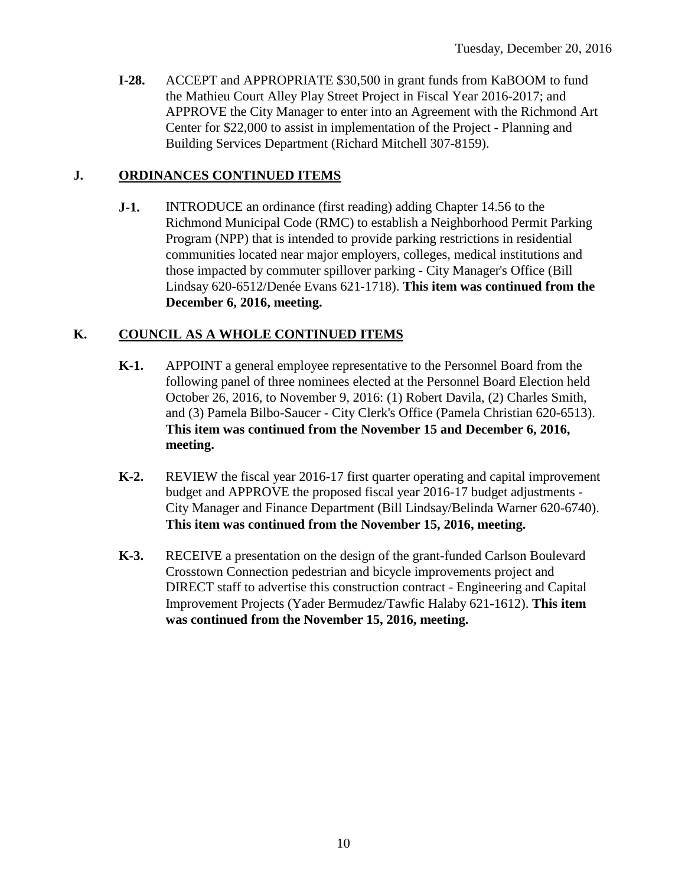**I-28.** ACCEPT and APPROPRIATE $30,500 in grant funds from KaBOOM to fund the Mathieu Court Alley Play Street Project in Fiscal Year 2016-2017; and APPROVE the City Manager to enter into an Agreement with the Richmond Art Center for $22,000 to assist in implementation of the Project - Planning and Building Services Department (Richard Mitchell 307-8159).

## J. ORDINANCES CONTINUED ITEMS

**J-1.** INTRODUCE an ordinance (first reading) adding Chapter 14.56 to the Richmond Municipal Code (RMC) to establish a Neighborhood Permit Parking Program (NPP) that is intended to provide parking restrictions in residential communities located near major employers, colleges, medical institutions and those impacted by commuter spillover parking - City Manager's Office (Bill Lindsay 620-6512/Denée Evans 621-1718). **This item was continued from the December 6, 2016, meeting.**

## K. COUNCIL AS A WHOLE CONTINUED ITEMS

**K-1.** APPOINT a general employee representative to the Personnel Board from the following panel of three nominees elected at the Personnel Board Election held October 26, 2016, to November 9, 2016: (1) Robert Davila, (2) Charles Smith, and (3) Pamela Bilbo-Saucer - City Clerk's Office (Pamela Christian 620-6513). **This item was continued from the November 15 and December 6, 2016, meeting.**

**K-2.** REVIEW the fiscal year 2016-17 first quarter operating and capital improvement budget and APPROVE the proposed fiscal year 2016-17 budget adjustments - City Manager and Finance Department (Bill Lindsay/Belinda Warner 620-6740). **This item was continued from the November 15, 2016, meeting.**

**K-3.** RECEIVE a presentation on the design of the grant-funded Carlson Boulevard Crosstown Connection pedestrian and bicycle improvements project and DIRECT staff to advertise this construction contract - Engineering and Capital Improvement Projects (Yader Bermudez/Tawfic Halaby 621-1612). **This item was continued from the November 15, 2016, meeting.**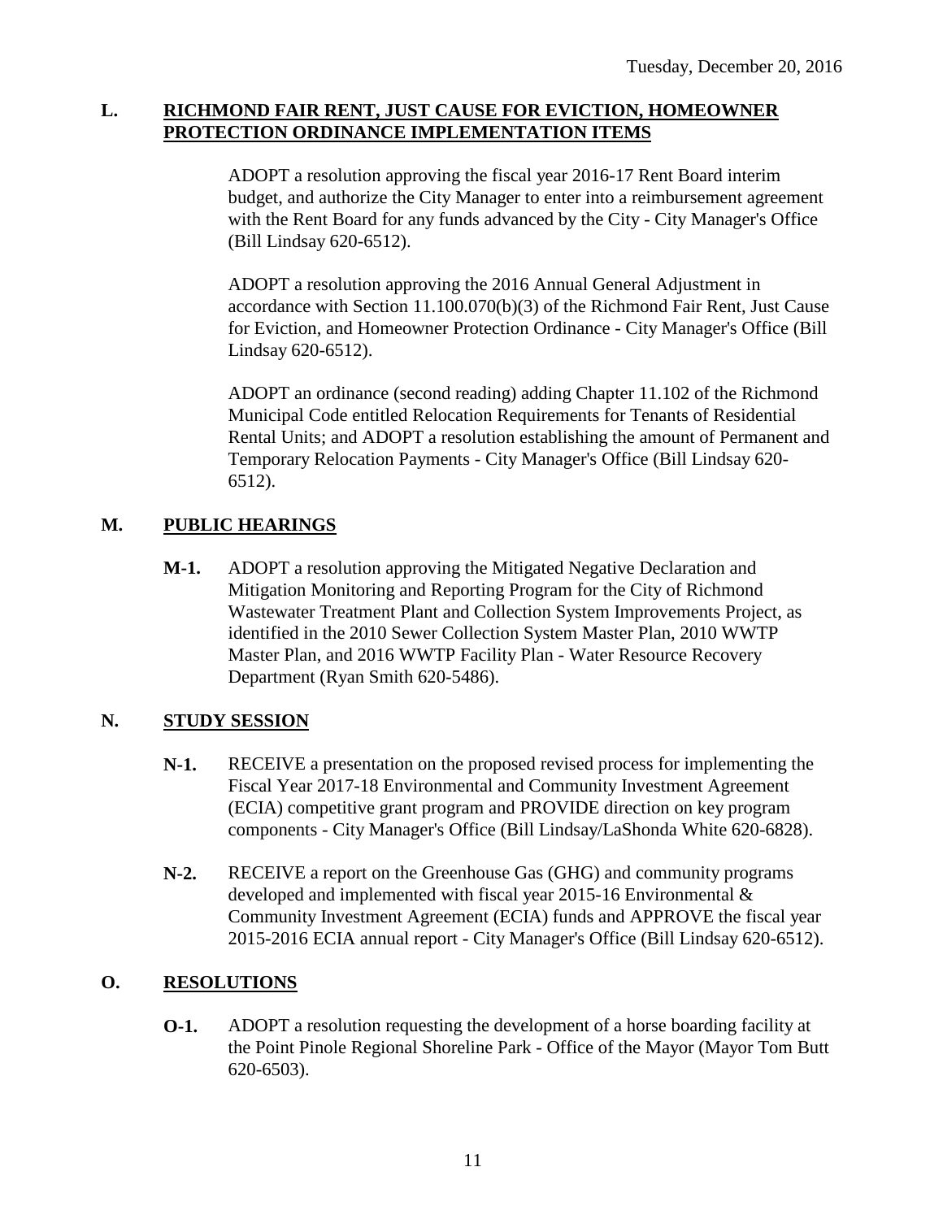## L. RICHMOND FAIR RENT, JUST CAUSE FOR EVICTION, HOMEOWNER PROTECTION ORDINANCE IMPLEMENTATION ITEMS

ADOPT a resolution approving the fiscal year 2016-17 Rent Board interim budget, and authorize the City Manager to enter into a reimbursement agreement with the Rent Board for any funds advanced by the City - City Manager's Office (Bill Lindsay 620-6512).

ADOPT a resolution approving the 2016 Annual General Adjustment in accordance with Section 11.100.070(b)(3) of the Richmond Fair Rent, Just Cause for Eviction, and Homeowner Protection Ordinance - City Manager's Office (Bill Lindsay 620-6512).

ADOPT an ordinance (second reading) adding Chapter 11.102 of the Richmond Municipal Code entitled Relocation Requirements for Tenants of Residential Rental Units; and ADOPT a resolution establishing the amount of Permanent and Temporary Relocation Payments - City Manager's Office (Bill Lindsay 620-6512).

## M. PUBLIC HEARINGS

**M-1.** ADOPT a resolution approving the Mitigated Negative Declaration and Mitigation Monitoring and Reporting Program for the City of Richmond Wastewater Treatment Plant and Collection System Improvements Project, as identified in the 2010 Sewer Collection System Master Plan, 2010 WWTP Master Plan, and 2016 WWTP Facility Plan - Water Resource Recovery Department (Ryan Smith 620-5486).

## N. STUDY SESSION

**N-1.** RECEIVE a presentation on the proposed revised process for implementing the Fiscal Year 2017-18 Environmental and Community Investment Agreement (ECIA) competitive grant program and PROVIDE direction on key program components - City Manager's Office (Bill Lindsay/LaShonda White 620-6828).

**N-2.** RECEIVE a report on the Greenhouse Gas (GHG) and community programs developed and implemented with fiscal year 2015-16 Environmental & Community Investment Agreement (ECIA) funds and APPROVE the fiscal year 2015-2016 ECIA annual report - City Manager's Office (Bill Lindsay 620-6512).

## O. RESOLUTIONS

**O-1.** ADOPT a resolution requesting the development of a horse boarding facility at the Point Pinole Regional Shoreline Park - Office of the Mayor (Mayor Tom Butt 620-6503).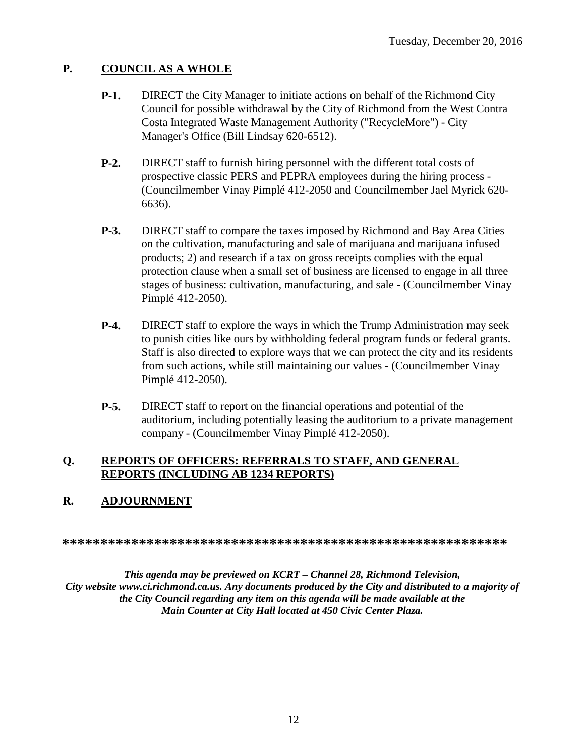Tuesday, December 20, 2016

## P. COUNCIL AS A WHOLE

**P-1.** DIRECT the City Manager to initiate actions on behalf of the Richmond City Council for possible withdrawal by the City of Richmond from the West Contra Costa Integrated Waste Management Authority ("RecycleMore") - City Manager's Office (Bill Lindsay 620-6512).

**P-2.** DIRECT staff to furnish hiring personnel with the different total costs of prospective classic PERS and PEPRA employees during the hiring process - (Councilmember Vinay Pimplé 412-2050 and Councilmember Jael Myrick 620-6636).

**P-3.** DIRECT staff to compare the taxes imposed by Richmond and Bay Area Cities on the cultivation, manufacturing and sale of marijuana and marijuana infused products; 2) and research if a tax on gross receipts complies with the equal protection clause when a small set of business are licensed to engage in all three stages of business: cultivation, manufacturing, and sale - (Councilmember Vinay Pimplé 412-2050).

**P-4.** DIRECT staff to explore the ways in which the Trump Administration may seek to punish cities like ours by withholding federal program funds or federal grants. Staff is also directed to explore ways that we can protect the city and its residents from such actions, while still maintaining our values - (Councilmember Vinay Pimplé 412-2050).

**P-5.** DIRECT staff to report on the financial operations and potential of the auditorium, including potentially leasing the auditorium to a private management company - (Councilmember Vinay Pimplé 412-2050).

## Q. REPORTS OF OFFICERS: REFERRALS TO STAFF, AND GENERAL REPORTS (INCLUDING AB 1234 REPORTS)

## R. ADJOURNMENT

**********************************************************

***This agenda may be previewed on KCRT – Channel 28, Richmond Television, City website www.ci.richmond.ca.us. Any documents produced by the City and distributed to a majority of the City Council regarding any item on this agenda will be made available at the Main Counter at City Hall located at 450 Civic Center Plaza.***